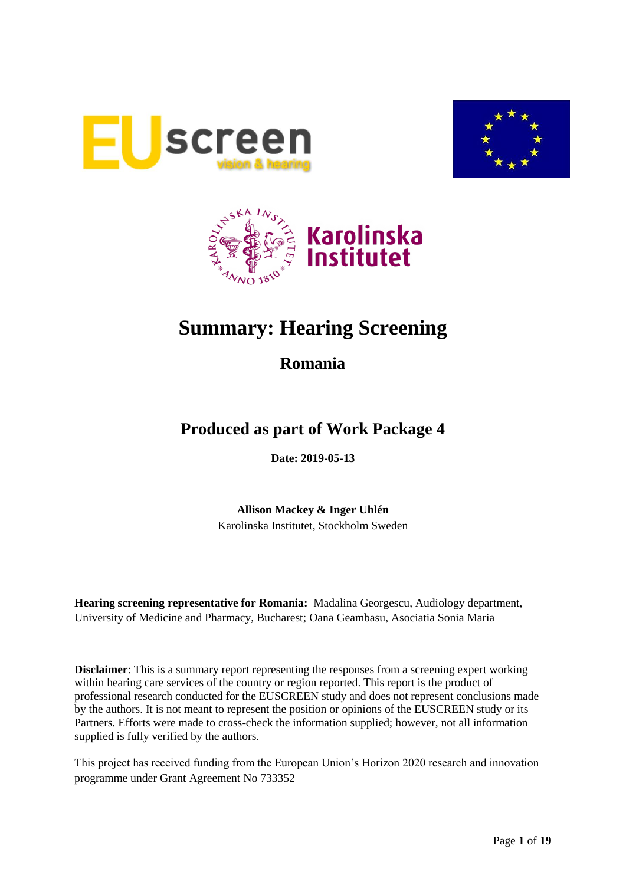# Summary: Hearing Screening

## Romania

## Produced as part of Work Package 4

**Date: 2019-05-13**

**Allison Mackey & Inger Uhlén**
Karolinska Institutet, Stockholm Sweden

**Hearing screening representative for Romania:** Madalina Georgescu, Audiology department, University of Medicine and Pharmacy, Bucharest; Oana Geambasu, Asociatia Sonia Maria

**Disclaimer**: This is a summary report representing the responses from a screening expert working within hearing care services of the country or region reported. This report is the product of professional research conducted for the EUSCREEN study and does not represent conclusions made by the authors. It is not meant to represent the position or opinions of the EUSCREEN study or its Partners. Efforts were made to cross-check the information supplied; however, not all information supplied is fully verified by the authors.

This project has received funding from the European Union's Horizon 2020 research and innovation programme under Grant Agreement No 733352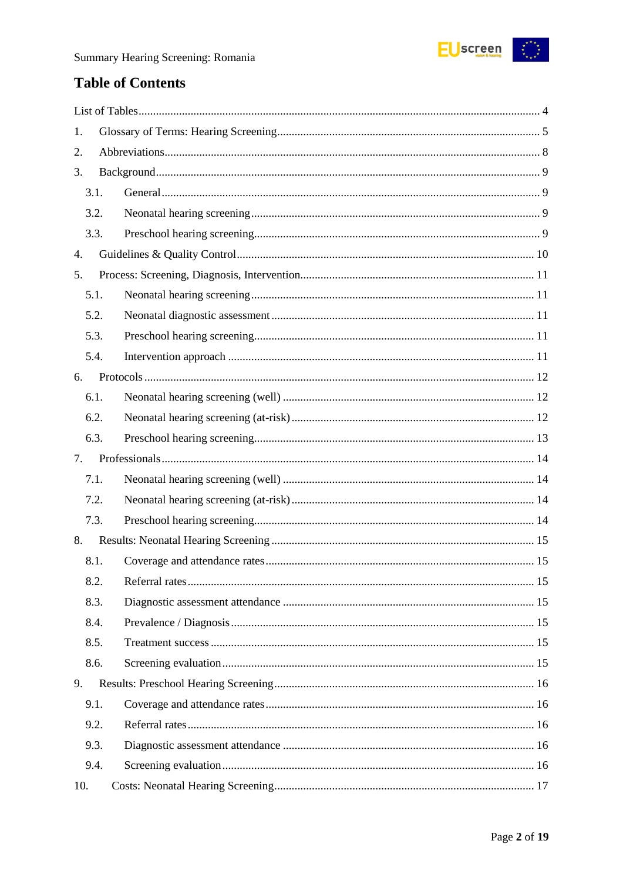# Table of Contents

- List of Tables ........................................................................ 4
- 1. Glossary of Terms: Hearing Screening ........................................................................ 5
- 2. Abbreviations ........................................................................ 8
- 3. Background ........................................................................ 9
  - 3.1. General ........................................................................ 9
  - 3.2. Neonatal hearing screening ........................................................................ 9
  - 3.3. Preschool hearing screening ........................................................................ 9
- 4. Guidelines & Quality Control ........................................................................ 10
- 5. Process: Screening, Diagnosis, Intervention ........................................................................ 11
  - 5.1. Neonatal hearing screening ........................................................................ 11
  - 5.2. Neonatal diagnostic assessment ........................................................................ 11
  - 5.3. Preschool hearing screening ........................................................................ 11
  - 5.4. Intervention approach ........................................................................ 11
- 6. Protocols ........................................................................ 12
  - 6.1. Neonatal hearing screening (well) ........................................................................ 12
  - 6.2. Neonatal hearing screening (at-risk) ........................................................................ 12
  - 6.3. Preschool hearing screening ........................................................................ 13
- 7. Professionals ........................................................................ 14
  - 7.1. Neonatal hearing screening (well) ........................................................................ 14
  - 7.2. Neonatal hearing screening (at-risk) ........................................................................ 14
  - 7.3. Preschool hearing screening ........................................................................ 14
- 8. Results: Neonatal Hearing Screening ........................................................................ 15
  - 8.1. Coverage and attendance rates ........................................................................ 15
  - 8.2. Referral rates ........................................................................ 15
  - 8.3. Diagnostic assessment attendance ........................................................................ 15
  - 8.4. Prevalence / Diagnosis ........................................................................ 15
  - 8.5. Treatment success ........................................................................ 15
  - 8.6. Screening evaluation ........................................................................ 15
- 9. Results: Preschool Hearing Screening ........................................................................ 16
  - 9.1. Coverage and attendance rates ........................................................................ 16
  - 9.2. Referral rates ........................................................................ 16
  - 9.3. Diagnostic assessment attendance ........................................................................ 16
  - 9.4. Screening evaluation ........................................................................ 16
- 10. Costs: Neonatal Hearing Screening ........................................................................ 17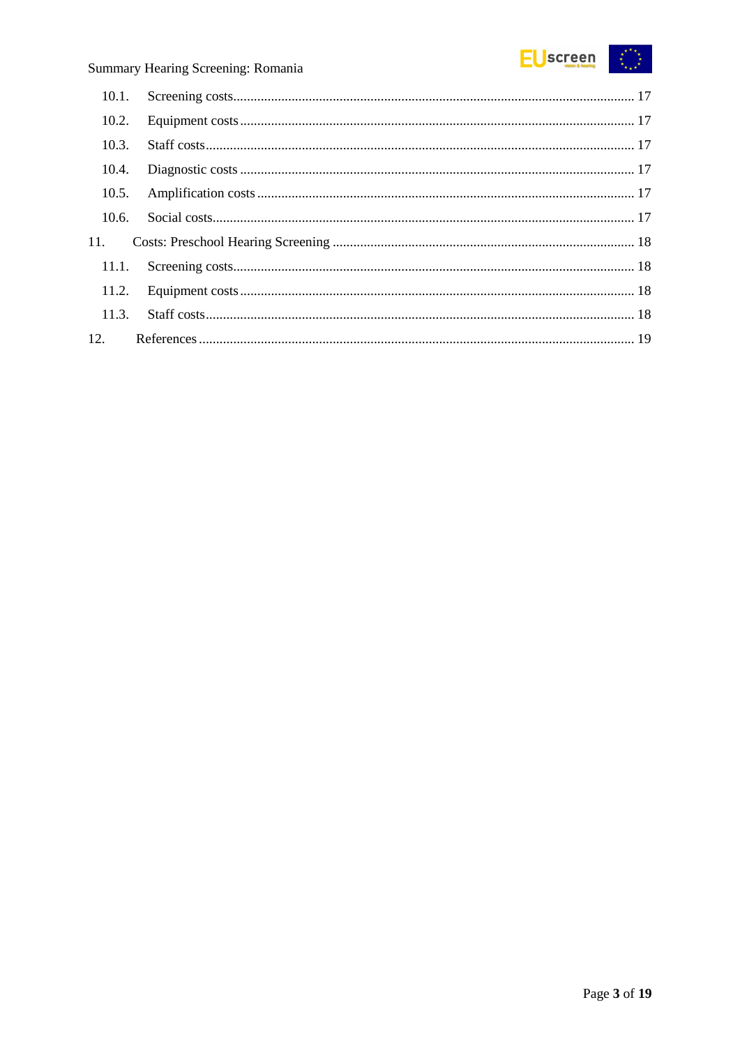10.1. Screening costs .................................................................................................... 17

10.2. Equipment costs .................................................................................................. 17

10.3. Staff costs ............................................................................................................ 17

10.4. Diagnostic costs .................................................................................................. 17

10.5. Amplification costs ............................................................................................. 17

10.6. Social costs .......................................................................................................... 17

11. Costs: Preschool Hearing Screening ....................................................................... 18

11.1. Screening costs .................................................................................................... 18

11.2. Equipment costs .................................................................................................. 18

11.3. Staff costs ............................................................................................................ 18

12. References ............................................................................................................... 19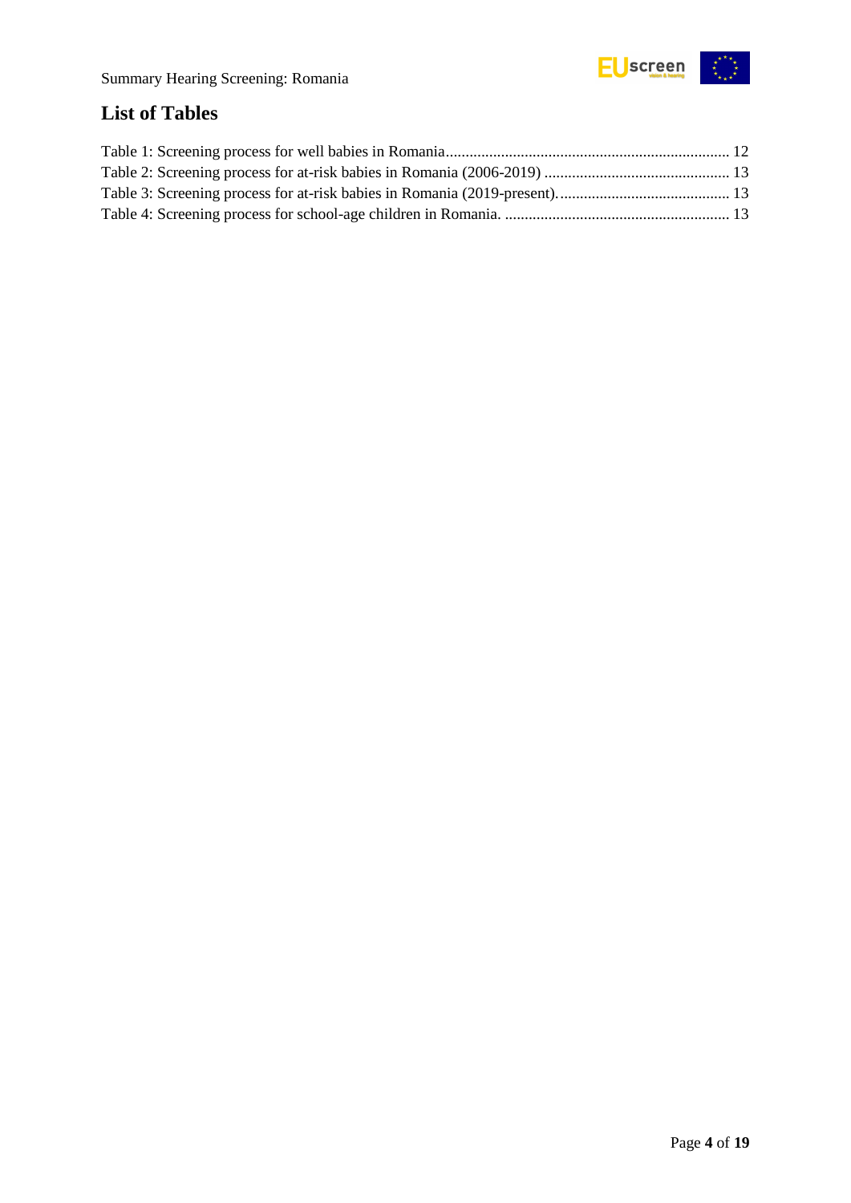## List of Tables

Table 1: Screening process for well babies in Romania........................................................................ 12
Table 2: Screening process for at-risk babies in Romania (2006-2019) ............................................... 13
Table 3: Screening process for at-risk babies in Romania (2019-present)............................................ 13
Table 4: Screening process for school-age children in Romania. ......................................................... 13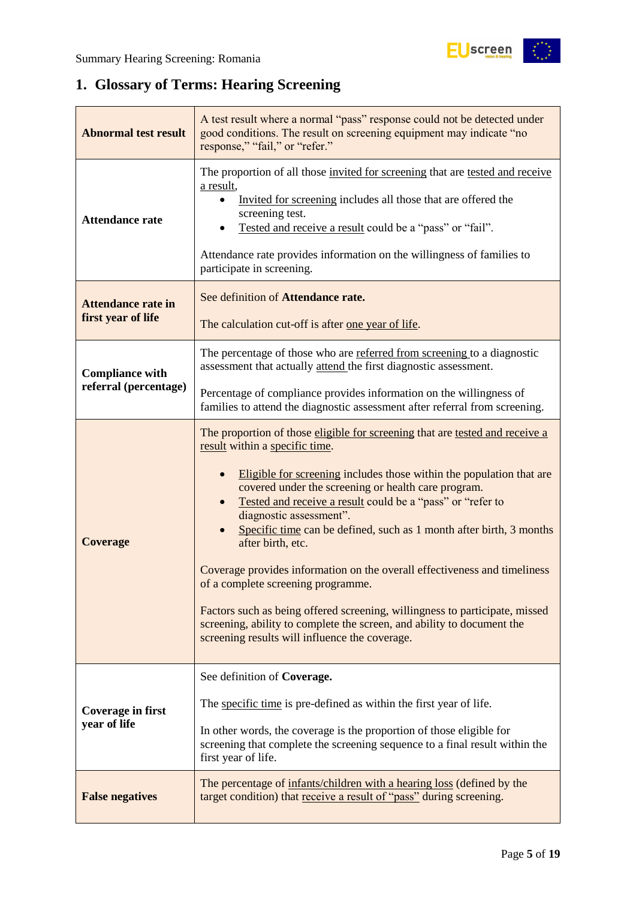# 1. Glossary of Terms: Hearing Screening

| | |
|---|---|
| **Abnormal test result** | A test result where a normal "pass" response could not be detected under good conditions. The result on screening equipment may indicate "no response," "fail," or "refer." |
| **Attendance rate** | The proportion of all those invited for screening that are tested and receive a result, <br>• Invited for screening includes all those that are offered the screening test.<br>• Tested and receive a result could be a "pass" or "fail".<br><br>Attendance rate provides information on the willingness of families to participate in screening. |
| **Attendance rate in first year of life** | See definition of **Attendance rate.**<br><br>The calculation cut-off is after one year of life. |
| **Compliance with referral (percentage)** | The percentage of those who are referred from screening to a diagnostic assessment that actually attend the first diagnostic assessment.<br><br>Percentage of compliance provides information on the willingness of families to attend the diagnostic assessment after referral from screening. |
| **Coverage** | The proportion of those eligible for screening that are tested and receive a result within a specific time.<br><br>• Eligible for screening includes those within the population that are covered under the screening or health care program.<br>• Tested and receive a result could be a "pass" or "refer to diagnostic assessment".<br>• Specific time can be defined, such as 1 month after birth, 3 months after birth, etc.<br><br>Coverage provides information on the overall effectiveness and timeliness of a complete screening programme.<br><br>Factors such as being offered screening, willingness to participate, missed screening, ability to complete the screen, and ability to document the screening results will influence the coverage. |
| **Coverage in first year of life** | See definition of **Coverage.**<br><br>The specific time is pre-defined as within the first year of life.<br><br>In other words, the coverage is the proportion of those eligible for screening that complete the screening sequence to a final result within the first year of life. |
| **False negatives** | The percentage of infants/children with a hearing loss (defined by the target condition) that receive a result of "pass" during screening. |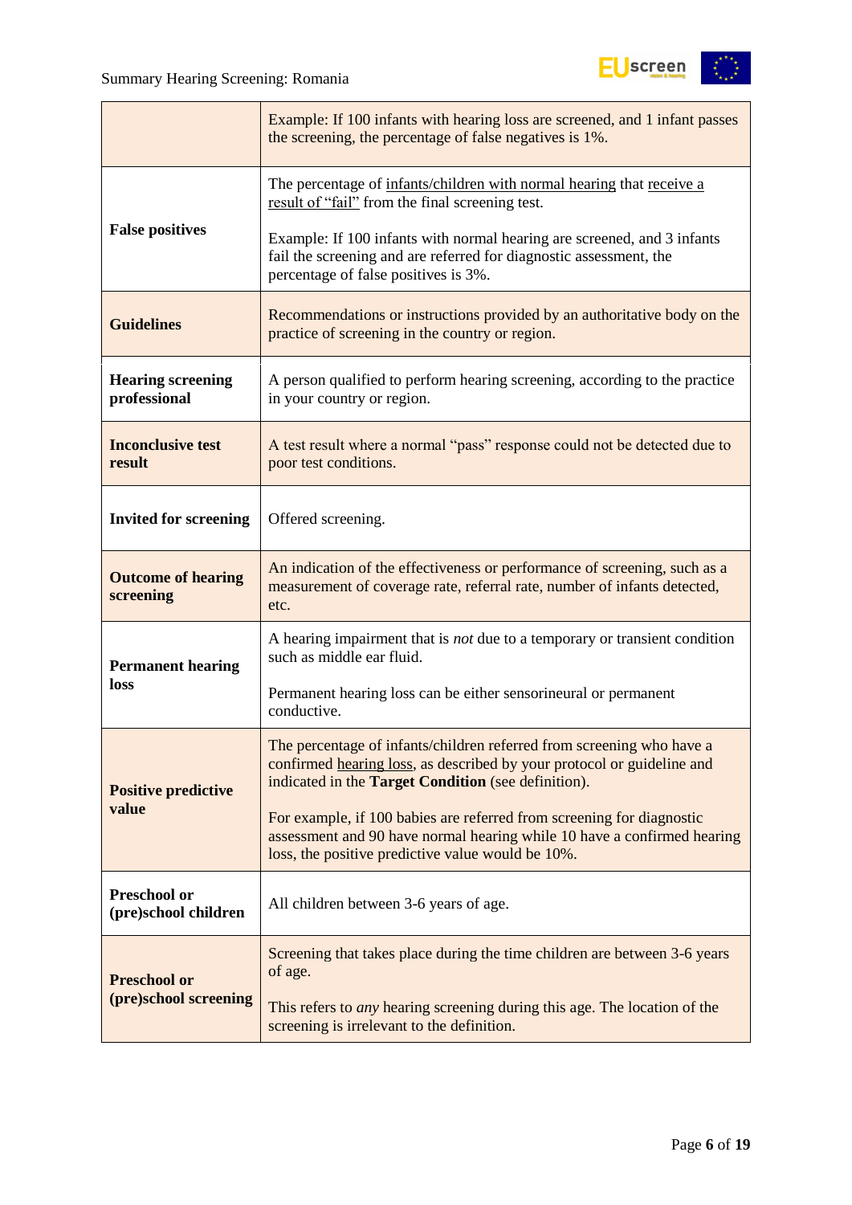| | |
|---|---|
| | Example: If 100 infants with hearing loss are screened, and 1 infant passes the screening, the percentage of false negatives is 1%. |
| **False positives** | The percentage of infants/children with normal hearing that receive a result of "fail" from the final screening test.<br><br>Example: If 100 infants with normal hearing are screened, and 3 infants fail the screening and are referred for diagnostic assessment, the percentage of false positives is 3%. |
| **Guidelines** | Recommendations or instructions provided by an authoritative body on the practice of screening in the country or region. |
| **Hearing screening professional** | A person qualified to perform hearing screening, according to the practice in your country or region. |
| **Inconclusive test result** | A test result where a normal "pass" response could not be detected due to poor test conditions. |
| **Invited for screening** | Offered screening. |
| **Outcome of hearing screening** | An indication of the effectiveness or performance of screening, such as a measurement of coverage rate, referral rate, number of infants detected, etc. |
| **Permanent hearing loss** | A hearing impairment that is *not* due to a temporary or transient condition such as middle ear fluid.<br><br>Permanent hearing loss can be either sensorineural or permanent conductive. |
| **Positive predictive value** | The percentage of infants/children referred from screening who have a confirmed hearing loss, as described by your protocol or guideline and indicated in the **Target Condition** (see definition).<br><br>For example, if 100 babies are referred from screening for diagnostic assessment and 90 have normal hearing while 10 have a confirmed hearing loss, the positive predictive value would be 10%. |
| **Preschool or (pre)school children** | All children between 3-6 years of age. |
| **Preschool or (pre)school screening** | Screening that takes place during the time children are between 3-6 years of age.<br><br>This refers to *any* hearing screening during this age. The location of the screening is irrelevant to the definition. |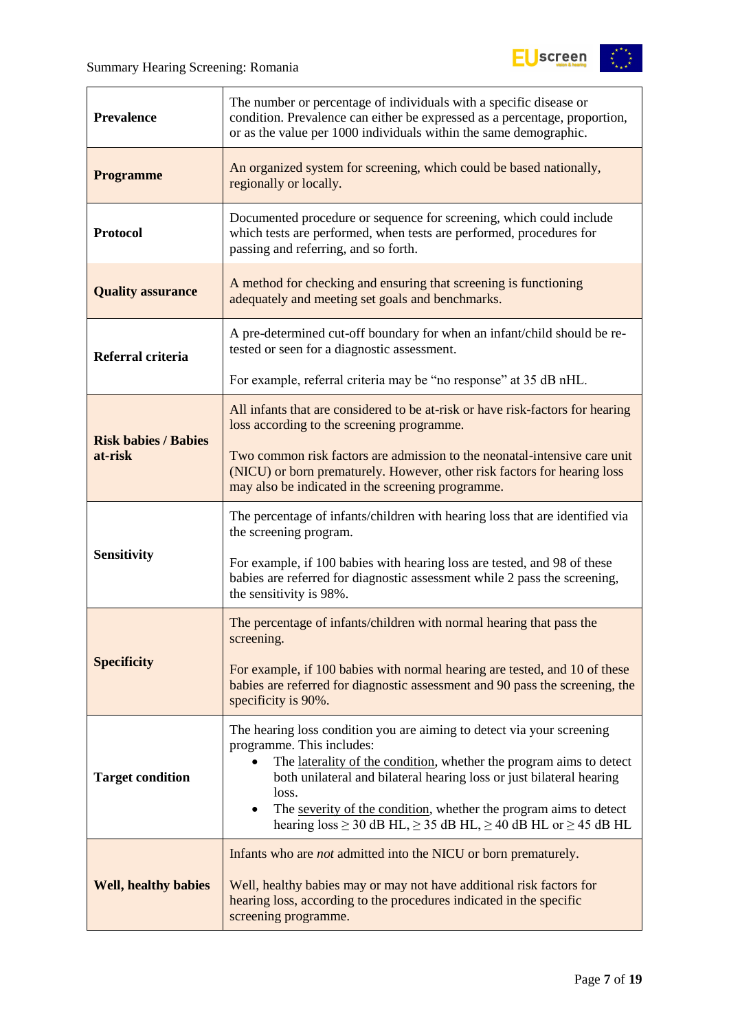| | |
|---|---|
| **Prevalence** | The number or percentage of individuals with a specific disease or condition. Prevalence can either be expressed as a percentage, proportion, or as the value per 1000 individuals within the same demographic. |
| **Programme** | An organized system for screening, which could be based nationally, regionally or locally. |
| **Protocol** | Documented procedure or sequence for screening, which could include which tests are performed, when tests are performed, procedures for passing and referring, and so forth. |
| **Quality assurance** | A method for checking and ensuring that screening is functioning adequately and meeting set goals and benchmarks. |
| **Referral criteria** | A pre-determined cut-off boundary for when an infant/child should be re-tested or seen for a diagnostic assessment.<br><br>For example, referral criteria may be "no response" at 35 dB nHL. |
| **Risk babies / Babies at-risk** | All infants that are considered to be at-risk or have risk-factors for hearing loss according to the screening programme.<br><br>Two common risk factors are admission to the neonatal-intensive care unit (NICU) or born prematurely. However, other risk factors for hearing loss may also be indicated in the screening programme. |
| **Sensitivity** | The percentage of infants/children with hearing loss that are identified via the screening program.<br><br>For example, if 100 babies with hearing loss are tested, and 98 of these babies are referred for diagnostic assessment while 2 pass the screening, the sensitivity is 98%. |
| **Specificity** | The percentage of infants/children with normal hearing that pass the screening.<br><br>For example, if 100 babies with normal hearing are tested, and 10 of these babies are referred for diagnostic assessment and 90 pass the screening, the specificity is 90%. |
| **Target condition** | The hearing loss condition you are aiming to detect via your screening programme. This includes:<br>• The laterality of the condition, whether the program aims to detect both unilateral and bilateral hearing loss or just bilateral hearing loss.<br>• The severity of the condition, whether the program aims to detect hearing loss ≥ 30 dB HL, ≥ 35 dB HL, ≥ 40 dB HL or ≥ 45 dB HL |
| **Well, healthy babies** | Infants who are *not* admitted into the NICU or born prematurely.<br><br>Well, healthy babies may or may not have additional risk factors for hearing loss, according to the procedures indicated in the specific screening programme. |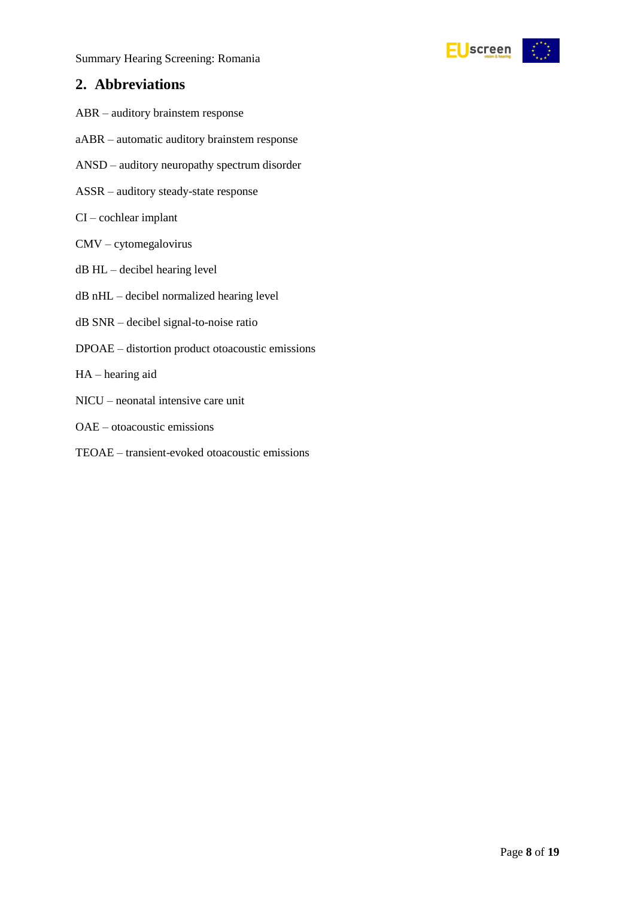## 2. Abbreviations

ABR – auditory brainstem response

aABR – automatic auditory brainstem response

ANSD – auditory neuropathy spectrum disorder

ASSR – auditory steady-state response

CI – cochlear implant

CMV – cytomegalovirus

dB HL – decibel hearing level

dB nHL – decibel normalized hearing level

dB SNR – decibel signal-to-noise ratio

DPOAE – distortion product otoacoustic emissions

HA – hearing aid

NICU – neonatal intensive care unit

OAE – otoacoustic emissions

TEOAE – transient-evoked otoacoustic emissions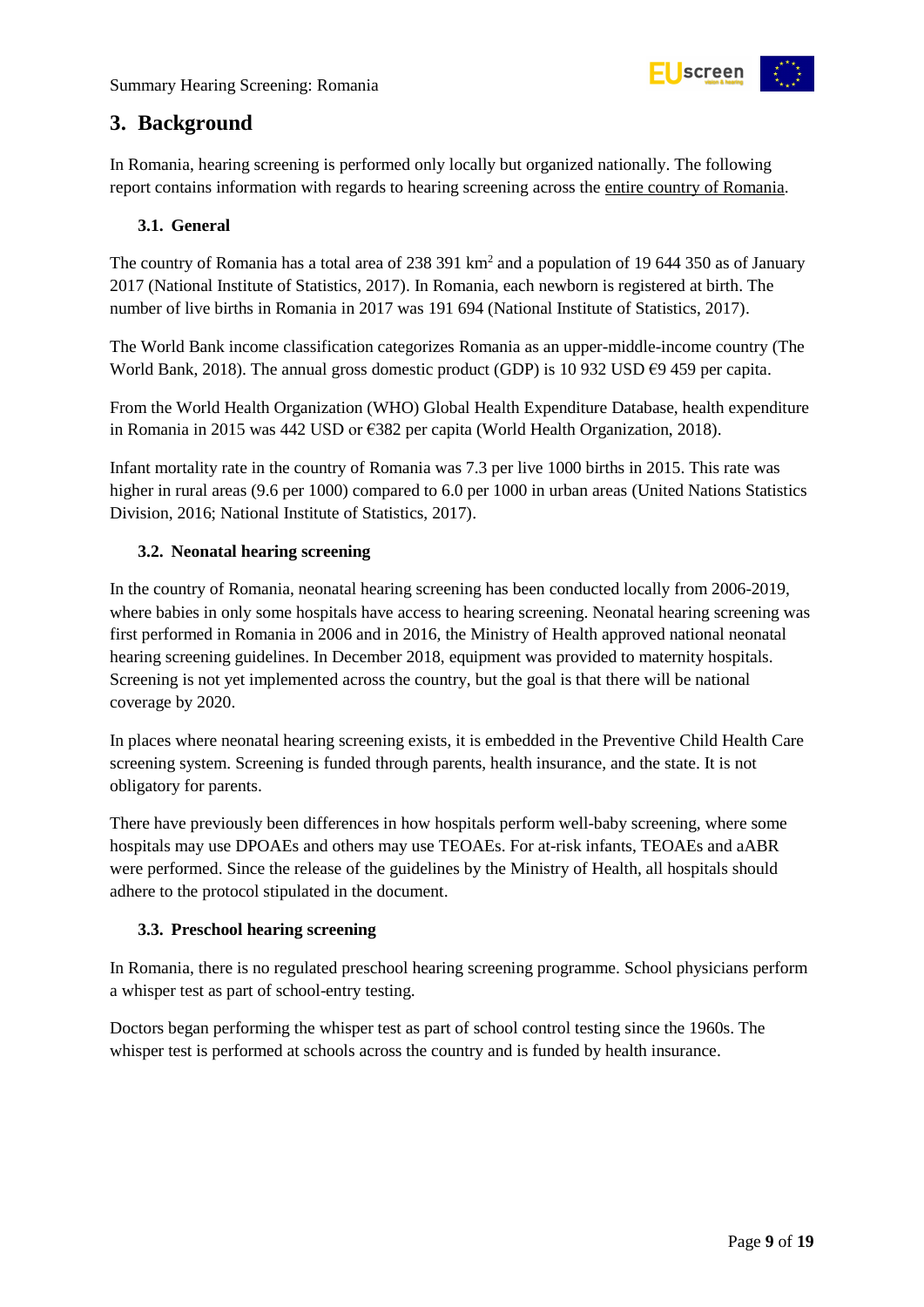## 3. Background

In Romania, hearing screening is performed only locally but organized nationally. The following report contains information with regards to hearing screening across the entire country of Romania.

### 3.1. General

The country of Romania has a total area of 238 391 km$^2$ and a population of 19 644 350 as of January 2017 (National Institute of Statistics, 2017). In Romania, each newborn is registered at birth. The number of live births in Romania in 2017 was 191 694 (National Institute of Statistics, 2017).

The World Bank income classification categorizes Romania as an upper-middle-income country (The World Bank, 2018). The annual gross domestic product (GDP) is 10 932 USD €9 459 per capita.

From the World Health Organization (WHO) Global Health Expenditure Database, health expenditure in Romania in 2015 was 442 USD or €382 per capita (World Health Organization, 2018).

Infant mortality rate in the country of Romania was 7.3 per live 1000 births in 2015. This rate was higher in rural areas (9.6 per 1000) compared to 6.0 per 1000 in urban areas (United Nations Statistics Division, 2016; National Institute of Statistics, 2017).

### 3.2. Neonatal hearing screening

In the country of Romania, neonatal hearing screening has been conducted locally from 2006-2019, where babies in only some hospitals have access to hearing screening. Neonatal hearing screening was first performed in Romania in 2006 and in 2016, the Ministry of Health approved national neonatal hearing screening guidelines. In December 2018, equipment was provided to maternity hospitals. Screening is not yet implemented across the country, but the goal is that there will be national coverage by 2020.

In places where neonatal hearing screening exists, it is embedded in the Preventive Child Health Care screening system. Screening is funded through parents, health insurance, and the state. It is not obligatory for parents.

There have previously been differences in how hospitals perform well-baby screening, where some hospitals may use DPOAEs and others may use TEOAEs. For at-risk infants, TEOAEs and aABR were performed. Since the release of the guidelines by the Ministry of Health, all hospitals should adhere to the protocol stipulated in the document.

### 3.3. Preschool hearing screening

In Romania, there is no regulated preschool hearing screening programme. School physicians perform a whisper test as part of school-entry testing.

Doctors began performing the whisper test as part of school control testing since the 1960s. The whisper test is performed at schools across the country and is funded by health insurance.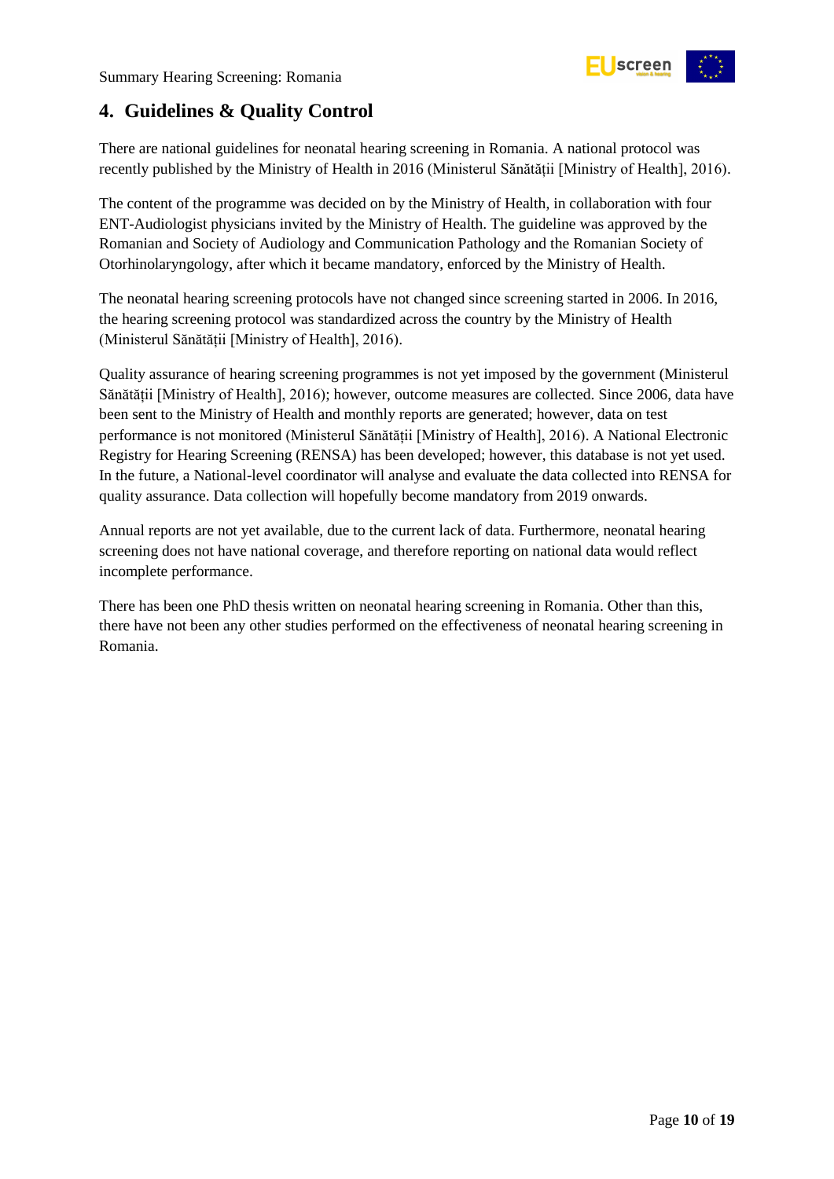## 4. Guidelines & Quality Control

There are national guidelines for neonatal hearing screening in Romania. A national protocol was recently published by the Ministry of Health in 2016 (Ministerul Sănătății [Ministry of Health], 2016).

The content of the programme was decided on by the Ministry of Health, in collaboration with four ENT-Audiologist physicians invited by the Ministry of Health. The guideline was approved by the Romanian and Society of Audiology and Communication Pathology and the Romanian Society of Otorhinolaryngology, after which it became mandatory, enforced by the Ministry of Health.

The neonatal hearing screening protocols have not changed since screening started in 2006. In 2016, the hearing screening protocol was standardized across the country by the Ministry of Health (Ministerul Sănătății [Ministry of Health], 2016).

Quality assurance of hearing screening programmes is not yet imposed by the government (Ministerul Sănătății [Ministry of Health], 2016); however, outcome measures are collected. Since 2006, data have been sent to the Ministry of Health and monthly reports are generated; however, data on test performance is not monitored (Ministerul Sănătății [Ministry of Health], 2016). A National Electronic Registry for Hearing Screening (RENSA) has been developed; however, this database is not yet used. In the future, a National-level coordinator will analyse and evaluate the data collected into RENSA for quality assurance. Data collection will hopefully become mandatory from 2019 onwards.

Annual reports are not yet available, due to the current lack of data. Furthermore, neonatal hearing screening does not have national coverage, and therefore reporting on national data would reflect incomplete performance.

There has been one PhD thesis written on neonatal hearing screening in Romania. Other than this, there have not been any other studies performed on the effectiveness of neonatal hearing screening in Romania.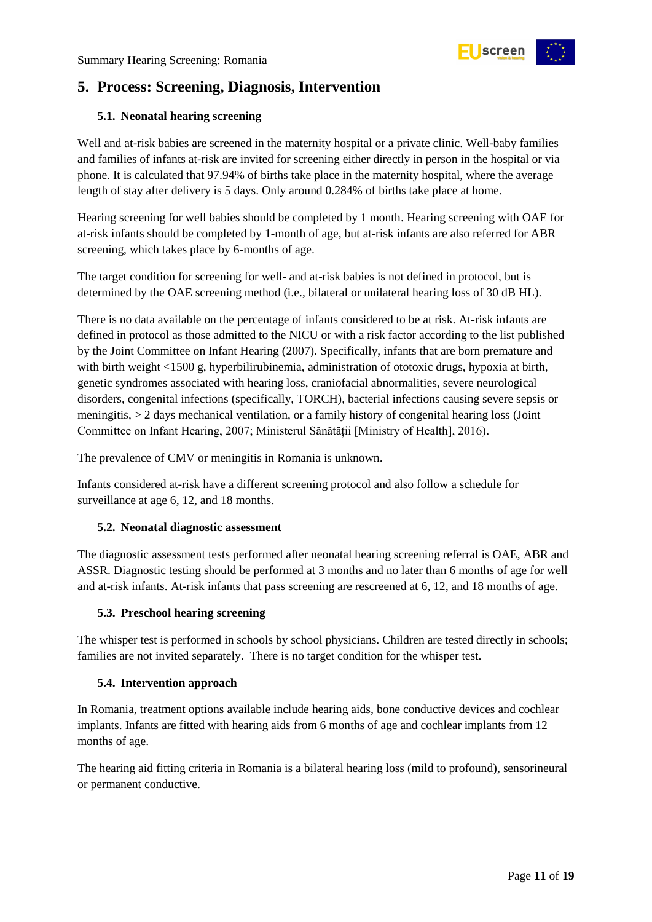## 5. Process: Screening, Diagnosis, Intervention

### 5.1. Neonatal hearing screening

Well and at-risk babies are screened in the maternity hospital or a private clinic. Well-baby families and families of infants at-risk are invited for screening either directly in person in the hospital or via phone. It is calculated that 97.94% of births take place in the maternity hospital, where the average length of stay after delivery is 5 days. Only around 0.284% of births take place at home.

Hearing screening for well babies should be completed by 1 month. Hearing screening with OAE for at-risk infants should be completed by 1-month of age, but at-risk infants are also referred for ABR screening, which takes place by 6-months of age.

The target condition for screening for well- and at-risk babies is not defined in protocol, but is determined by the OAE screening method (i.e., bilateral or unilateral hearing loss of 30 dB HL).

There is no data available on the percentage of infants considered to be at risk. At-risk infants are defined in protocol as those admitted to the NICU or with a risk factor according to the list published by the Joint Committee on Infant Hearing (2007). Specifically, infants that are born premature and with birth weight <1500 g, hyperbilirubinemia, administration of ototoxic drugs, hypoxia at birth, genetic syndromes associated with hearing loss, craniofacial abnormalities, severe neurological disorders, congenital infections (specifically, TORCH), bacterial infections causing severe sepsis or meningitis, > 2 days mechanical ventilation, or a family history of congenital hearing loss (Joint Committee on Infant Hearing, 2007; Ministerul Sănătății [Ministry of Health], 2016).

The prevalence of CMV or meningitis in Romania is unknown.

Infants considered at-risk have a different screening protocol and also follow a schedule for surveillance at age 6, 12, and 18 months.

### 5.2. Neonatal diagnostic assessment

The diagnostic assessment tests performed after neonatal hearing screening referral is OAE, ABR and ASSR. Diagnostic testing should be performed at 3 months and no later than 6 months of age for well and at-risk infants. At-risk infants that pass screening are rescreened at 6, 12, and 18 months of age.

### 5.3. Preschool hearing screening

The whisper test is performed in schools by school physicians. Children are tested directly in schools; families are not invited separately. There is no target condition for the whisper test.

### 5.4. Intervention approach

In Romania, treatment options available include hearing aids, bone conductive devices and cochlear implants. Infants are fitted with hearing aids from 6 months of age and cochlear implants from 12 months of age.

The hearing aid fitting criteria in Romania is a bilateral hearing loss (mild to profound), sensorineural or permanent conductive.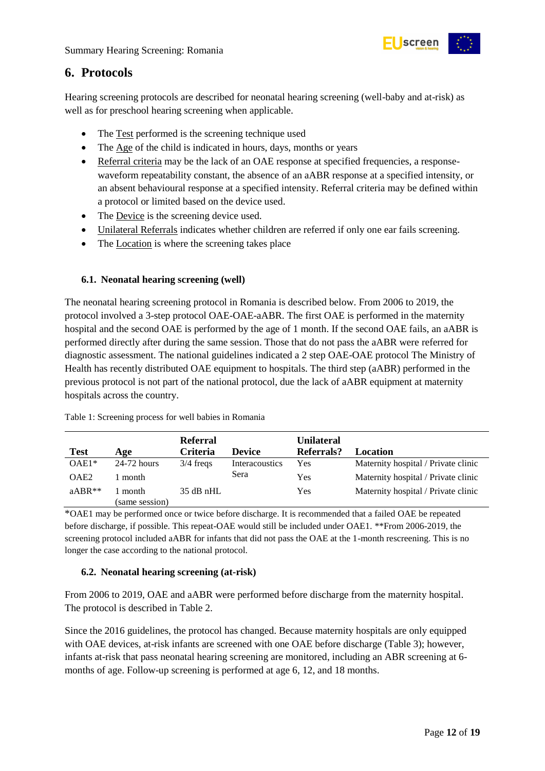## 6. Protocols

Hearing screening protocols are described for neonatal hearing screening (well-baby and at-risk) as well as for preschool hearing screening when applicable.

- The Test performed is the screening technique used
- The Age of the child is indicated in hours, days, months or years
- Referral criteria may be the lack of an OAE response at specified frequencies, a response-waveform repeatability constant, the absence of an aABR response at a specified intensity, or an absent behavioural response at a specified intensity. Referral criteria may be defined within a protocol or limited based on the device used.
- The Device is the screening device used.
- Unilateral Referrals indicates whether children are referred if only one ear fails screening.
- The Location is where the screening takes place

### 6.1. Neonatal hearing screening (well)

The neonatal hearing screening protocol in Romania is described below. From 2006 to 2019, the protocol involved a 3-step protocol OAE-OAE-aABR. The first OAE is performed in the maternity hospital and the second OAE is performed by the age of 1 month. If the second OAE fails, an aABR is performed directly after during the same session. Those that do not pass the aABR were referred for diagnostic assessment. The national guidelines indicated a 2 step OAE-OAE protocol The Ministry of Health has recently distributed OAE equipment to hospitals. The third step (aABR) performed in the previous protocol is not part of the national protocol, due the lack of aABR equipment at maternity hospitals across the country.

Table 1: Screening process for well babies in Romania

| Test | Age | Referral Criteria | Device | Unilateral Referrals? | Location |
|---|---|---|---|---|---|
| OAE1* | 24-72 hours | 3/4 freqs | Interacoustics Sera | Yes | Maternity hospital / Private clinic |
| OAE2 | 1 month | | | Yes | Maternity hospital / Private clinic |
| aABR** | 1 month (same session) | 35 dB nHL | | Yes | Maternity hospital / Private clinic |

*OAE1 may be performed once or twice before discharge. It is recommended that a failed OAE be repeated before discharge, if possible. This repeat-OAE would still be included under OAE1. **From 2006-2019, the screening protocol included aABR for infants that did not pass the OAE at the 1-month rescreening. This is no longer the case according to the national protocol.

### 6.2. Neonatal hearing screening (at-risk)

From 2006 to 2019, OAE and aABR were performed before discharge from the maternity hospital. The protocol is described in Table 2.

Since the 2016 guidelines, the protocol has changed. Because maternity hospitals are only equipped with OAE devices, at-risk infants are screened with one OAE before discharge (Table 3); however, infants at-risk that pass neonatal hearing screening are monitored, including an ABR screening at 6-months of age. Follow-up screening is performed at age 6, 12, and 18 months.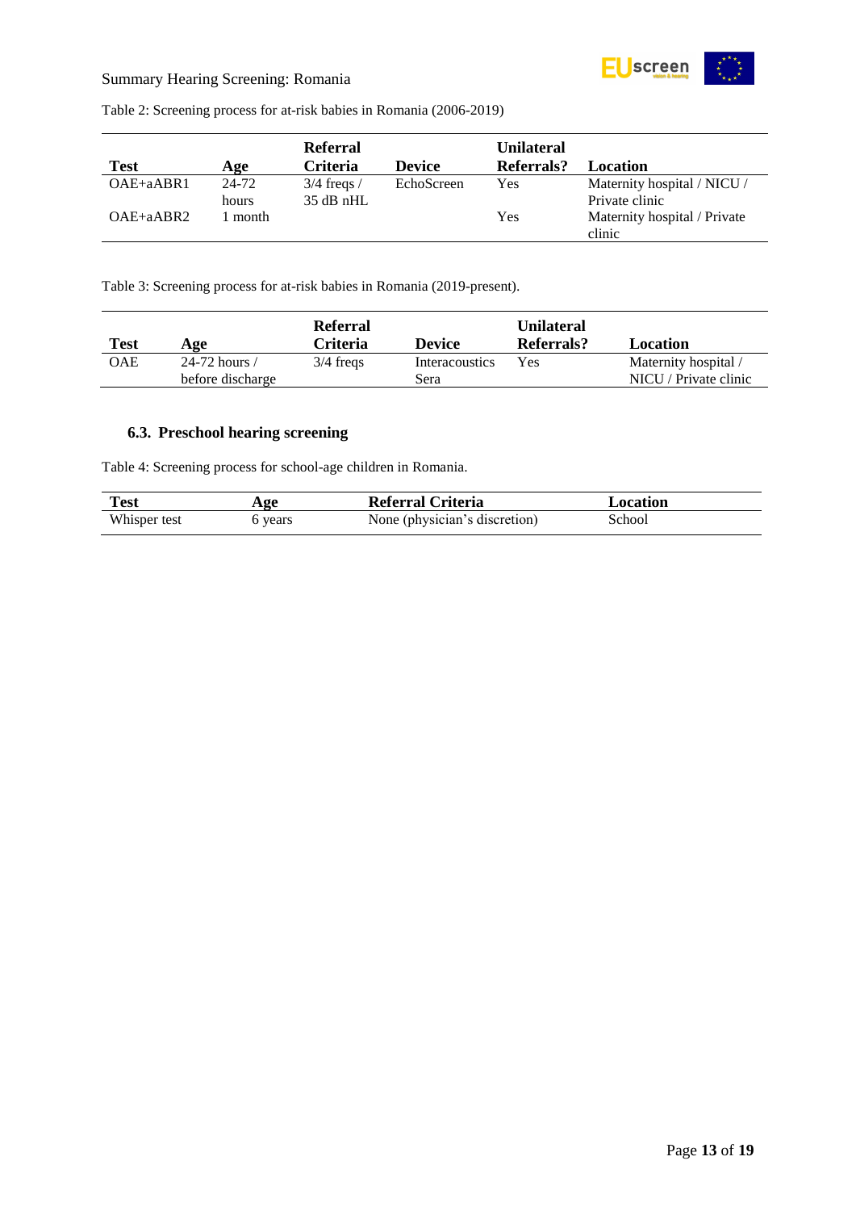Table 2: Screening process for at-risk babies in Romania (2006-2019)

| Test | Age | Referral Criteria | Device | Unilateral Referrals? | Location |
|---|---|---|---|---|---|
| OAE+aABR1 | 24-72 hours | 3/4 freqs / 35 dB nHL | EchoScreen | Yes | Maternity hospital / NICU / Private clinic |
| OAE+aABR2 | 1 month | | | Yes | Maternity hospital / Private clinic |

Table 3: Screening process for at-risk babies in Romania (2019-present).

| Test | Age | Referral Criteria | Device | Unilateral Referrals? | Location |
|---|---|---|---|---|---|
| OAE | 24-72 hours / before discharge | 3/4 freqs | Interacoustics Sera | Yes | Maternity hospital / NICU / Private clinic |

### 6.3. Preschool hearing screening

Table 4: Screening process for school-age children in Romania.

| Test | Age | Referral Criteria | Location |
|---|---|---|---|
| Whisper test | 6 years | None (physician's discretion) | School |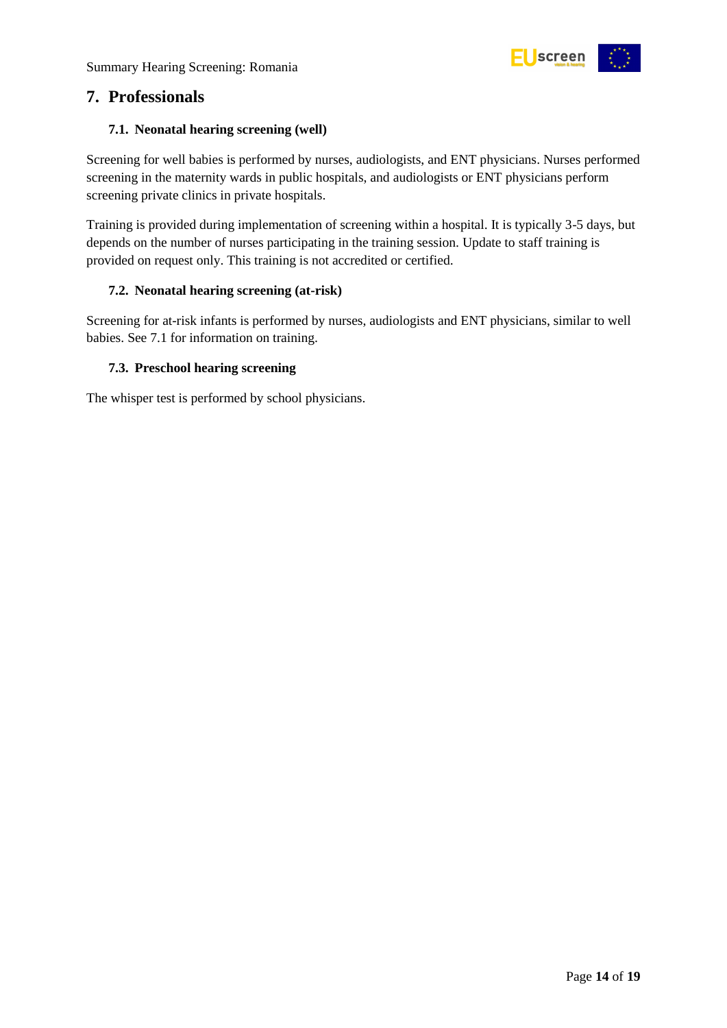## 7. Professionals

### 7.1. Neonatal hearing screening (well)

Screening for well babies is performed by nurses, audiologists, and ENT physicians. Nurses performed screening in the maternity wards in public hospitals, and audiologists or ENT physicians perform screening private clinics in private hospitals.

Training is provided during implementation of screening within a hospital. It is typically 3-5 days, but depends on the number of nurses participating in the training session. Update to staff training is provided on request only. This training is not accredited or certified.

### 7.2. Neonatal hearing screening (at-risk)

Screening for at-risk infants is performed by nurses, audiologists and ENT physicians, similar to well babies. See 7.1 for information on training.

### 7.3. Preschool hearing screening

The whisper test is performed by school physicians.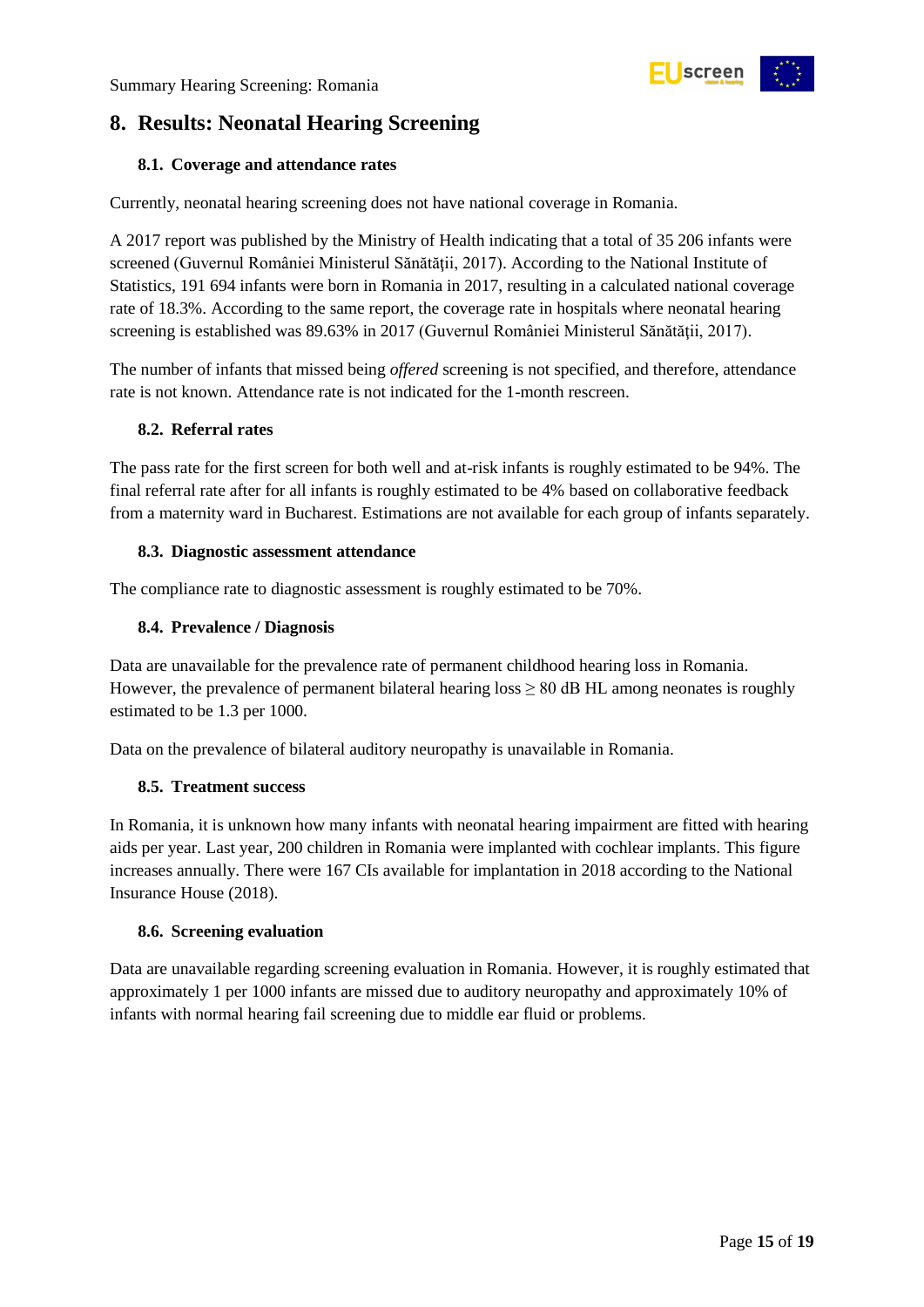## 8. Results: Neonatal Hearing Screening

### 8.1. Coverage and attendance rates

Currently, neonatal hearing screening does not have national coverage in Romania.

A 2017 report was published by the Ministry of Health indicating that a total of 35 206 infants were screened (Guvernul României Ministerul Sănătății, 2017). According to the National Institute of Statistics, 191 694 infants were born in Romania in 2017, resulting in a calculated national coverage rate of 18.3%. According to the same report, the coverage rate in hospitals where neonatal hearing screening is established was 89.63% in 2017 (Guvernul României Ministerul Sănătății, 2017).

The number of infants that missed being *offered* screening is not specified, and therefore, attendance rate is not known. Attendance rate is not indicated for the 1-month rescreen.

### 8.2. Referral rates

The pass rate for the first screen for both well and at-risk infants is roughly estimated to be 94%. The final referral rate after for all infants is roughly estimated to be 4% based on collaborative feedback from a maternity ward in Bucharest. Estimations are not available for each group of infants separately.

### 8.3. Diagnostic assessment attendance

The compliance rate to diagnostic assessment is roughly estimated to be 70%.

### 8.4. Prevalence / Diagnosis

Data are unavailable for the prevalence rate of permanent childhood hearing loss in Romania. However, the prevalence of permanent bilateral hearing loss $\geq$ 80 dB HL among neonates is roughly estimated to be 1.3 per 1000.

Data on the prevalence of bilateral auditory neuropathy is unavailable in Romania.

### 8.5. Treatment success

In Romania, it is unknown how many infants with neonatal hearing impairment are fitted with hearing aids per year. Last year, 200 children in Romania were implanted with cochlear implants. This figure increases annually. There were 167 CIs available for implantation in 2018 according to the National Insurance House (2018).

### 8.6. Screening evaluation

Data are unavailable regarding screening evaluation in Romania. However, it is roughly estimated that approximately 1 per 1000 infants are missed due to auditory neuropathy and approximately 10% of infants with normal hearing fail screening due to middle ear fluid or problems.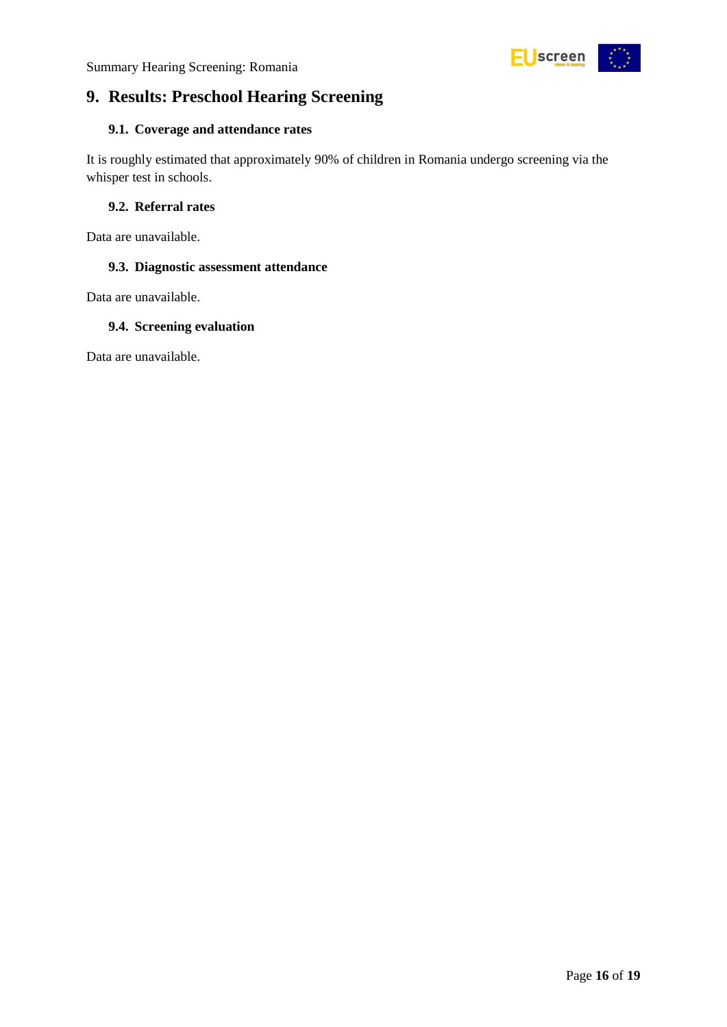# 9. Results: Preschool Hearing Screening

## 9.1. Coverage and attendance rates

It is roughly estimated that approximately 90% of children in Romania undergo screening via the whisper test in schools.

## 9.2. Referral rates

Data are unavailable.

## 9.3. Diagnostic assessment attendance

Data are unavailable.

## 9.4. Screening evaluation

Data are unavailable.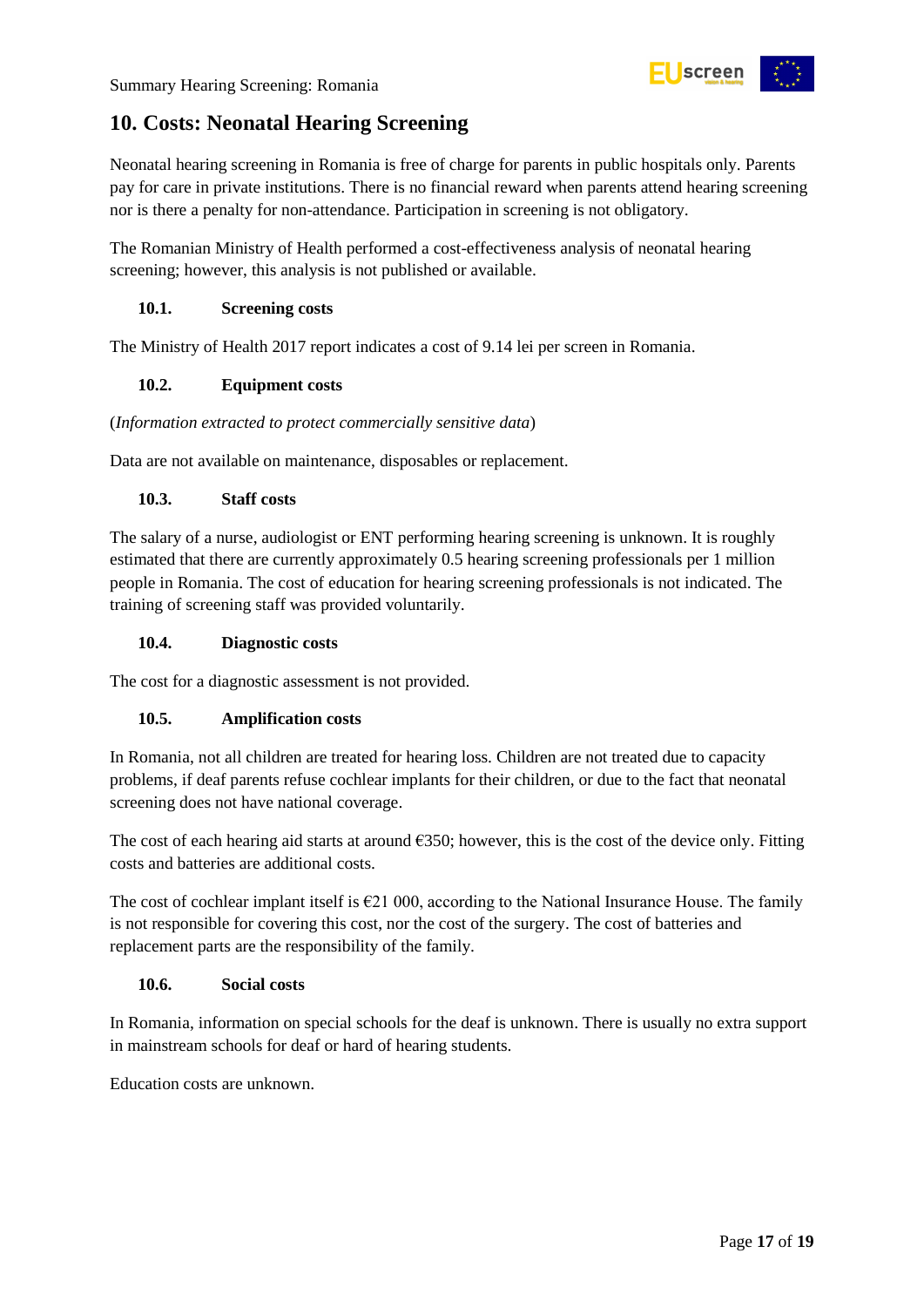## 10. Costs: Neonatal Hearing Screening

Neonatal hearing screening in Romania is free of charge for parents in public hospitals only. Parents pay for care in private institutions. There is no financial reward when parents attend hearing screening nor is there a penalty for non-attendance. Participation in screening is not obligatory.

The Romanian Ministry of Health performed a cost-effectiveness analysis of neonatal hearing screening; however, this analysis is not published or available.

### 10.1. Screening costs

The Ministry of Health 2017 report indicates a cost of 9.14 lei per screen in Romania.

### 10.2. Equipment costs

(*Information extracted to protect commercially sensitive data*)

Data are not available on maintenance, disposables or replacement.

### 10.3. Staff costs

The salary of a nurse, audiologist or ENT performing hearing screening is unknown. It is roughly estimated that there are currently approximately 0.5 hearing screening professionals per 1 million people in Romania. The cost of education for hearing screening professionals is not indicated. The training of screening staff was provided voluntarily.

### 10.4. Diagnostic costs

The cost for a diagnostic assessment is not provided.

### 10.5. Amplification costs

In Romania, not all children are treated for hearing loss. Children are not treated due to capacity problems, if deaf parents refuse cochlear implants for their children, or due to the fact that neonatal screening does not have national coverage.

The cost of each hearing aid starts at around €350; however, this is the cost of the device only. Fitting costs and batteries are additional costs.

The cost of cochlear implant itself is €21 000, according to the National Insurance House. The family is not responsible for covering this cost, nor the cost of the surgery. The cost of batteries and replacement parts are the responsibility of the family.

### 10.6. Social costs

In Romania, information on special schools for the deaf is unknown. There is usually no extra support in mainstream schools for deaf or hard of hearing students.

Education costs are unknown.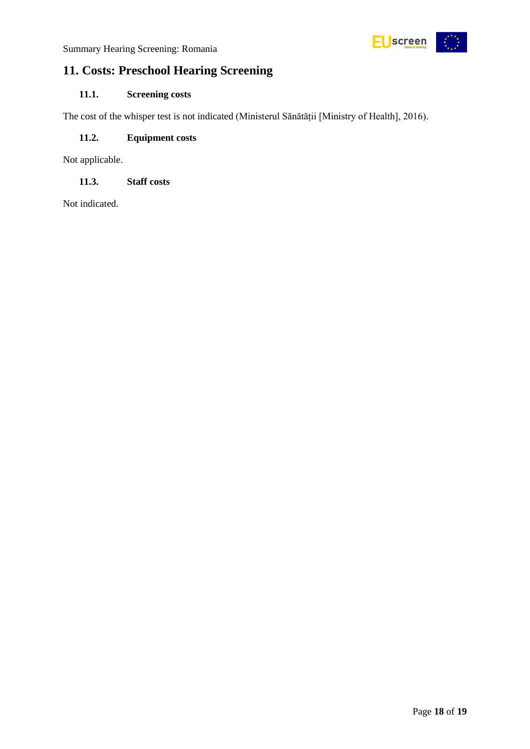## 11. Costs: Preschool Hearing Screening

### 11.1. Screening costs

The cost of the whisper test is not indicated (Ministerul Sănătății [Ministry of Health], 2016).

### 11.2. Equipment costs

Not applicable.

### 11.3. Staff costs

Not indicated.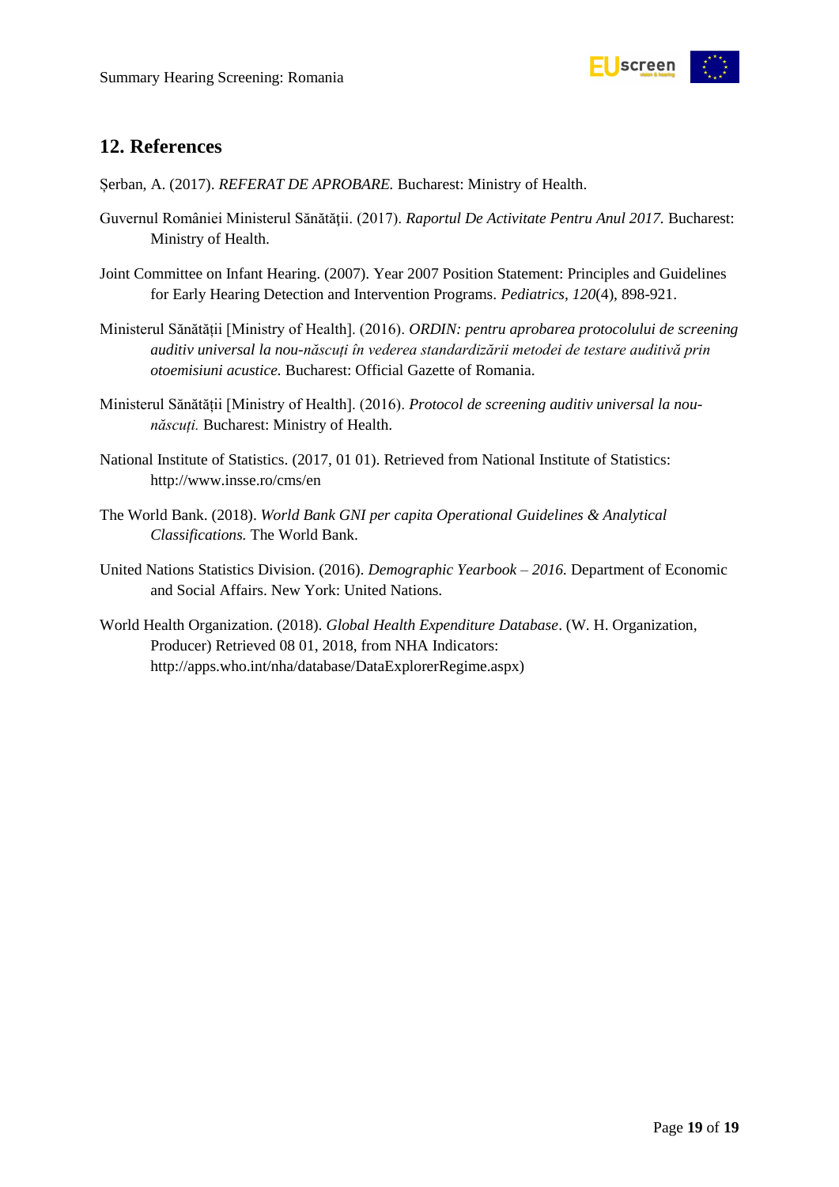## 12. References

Şerban, A. (2017). *REFERAT DE APROBARE.* Bucharest: Ministry of Health.

Guvernul României Ministerul Sănătăţii. (2017). *Raportul De Activitate Pentru Anul 2017.* Bucharest: Ministry of Health.

Joint Committee on Infant Hearing. (2007). Year 2007 Position Statement: Principles and Guidelines for Early Hearing Detection and Intervention Programs. *Pediatrics*, *120*(4), 898-921.

Ministerul Sănătății [Ministry of Health]. (2016). *ORDIN: pentru aprobarea protocolului de screening auditiv universal la nou-născuți în vederea standardizării metodei de testare auditivă prin otoemisiuni acustice.* Bucharest: Official Gazette of Romania.

Ministerul Sănătății [Ministry of Health]. (2016). *Protocol de screening auditiv universal la nou-născuți.* Bucharest: Ministry of Health.

National Institute of Statistics. (2017, 01 01). Retrieved from National Institute of Statistics: http://www.insse.ro/cms/en

The World Bank. (2018). *World Bank GNI per capita Operational Guidelines & Analytical Classifications.* The World Bank.

United Nations Statistics Division. (2016). *Demographic Yearbook – 2016.* Department of Economic and Social Affairs. New York: United Nations.

World Health Organization. (2018). *Global Health Expenditure Database*. (W. H. Organization, Producer) Retrieved 08 01, 2018, from NHA Indicators: http://apps.who.int/nha/database/DataExplorerRegime.aspx)